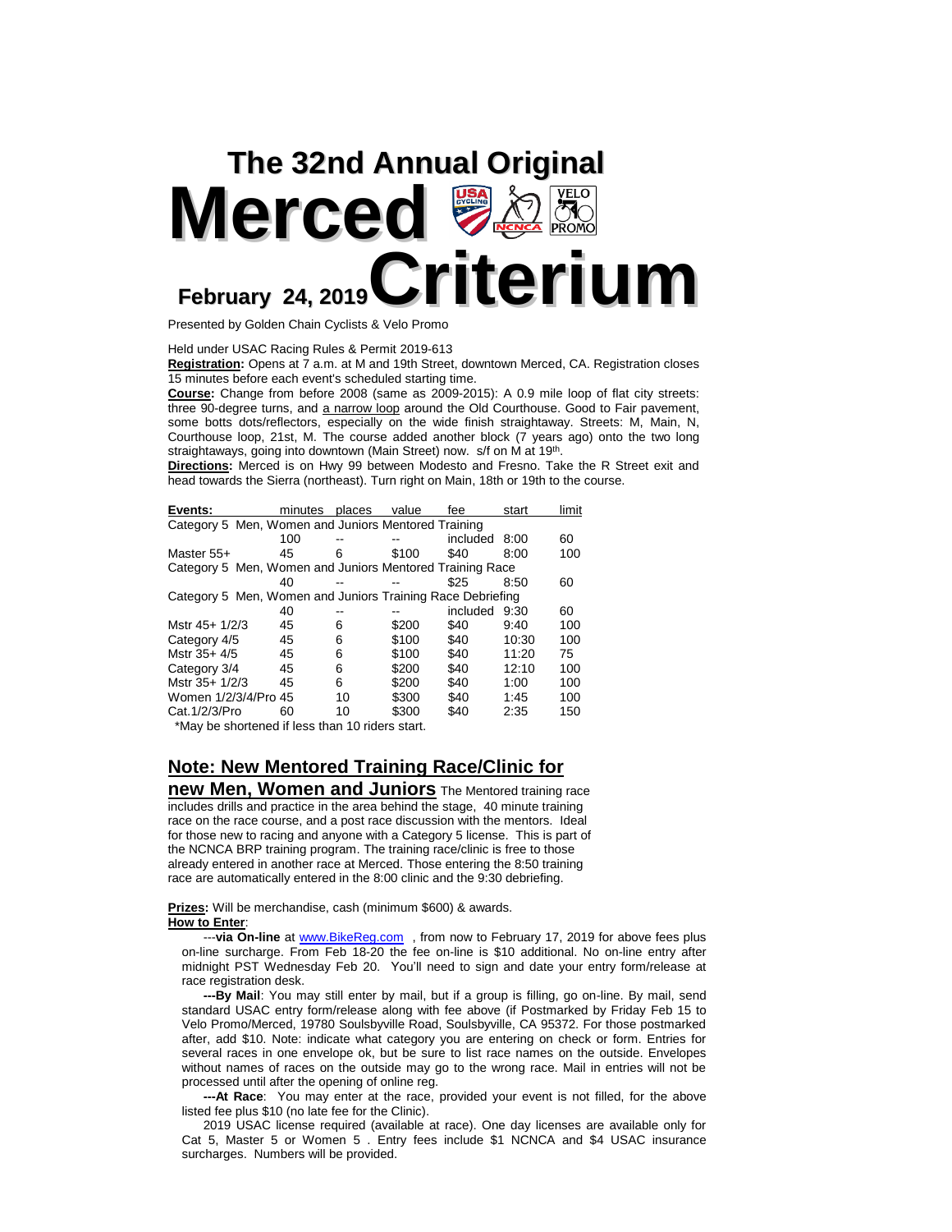# The 32nd Annual Original Merced Criterium

**February 24, 2019**

Presented by Golden Chain Cyclists & Velo Promo

Held under USAC Racing Rules & Permit 2019-613

**Registration:** Opens at 7 a.m. at M and 19th Street, downtown Merced, CA. Registration closes 15 minutes before each event's scheduled starting time.

**Course:** Change from before 2008 (same as 2009-2015): A 0.9 mile loop of flat city streets: three 90-degree turns, and a narrow loop around the Old Courthouse. Good to Fair pavement, some botts dots/reflectors, especially on the wide finish straightaway. Streets: M, Main, N, Courthouse loop, 21st, M. The course added another block (7 years ago) onto the two long straightaways, going into downtown (Main Street) now. s/f on M at 19th.

**Directions:** Merced is on Hwy 99 between Modesto and Fresno. Take the R Street exit and head towards the Sierra (northeast). Turn right on Main, 18th or 19th to the course.

| Events: | minutes | places | value | fee | start | limit |
|---|---|---|---|---|---|---|
| Category 5 Men, Women and Juniors Mentored Training | | | | | | |
| | 100 | -- | -- | included | 8:00 | 60 |
| Master 55+ | 45 | 6 | $100 | $40 | 8:00 | 100 |
| Category 5 Men, Women and Juniors Mentored Training Race | | | | | | |
| | 40 | -- | -- | $25 | 8:50 | 60 |
| Category 5 Men, Women and Juniors Training Race Debriefing | | | | | | |
| | 40 | -- | -- | included | 9:30 | 60 |
| Mstr 45+ 1/2/3 | 45 | 6 | $200 | $40 | 9:40 | 100 |
| Category 4/5 | 45 | 6 | $100 | $40 | 10:30 | 100 |
| Mstr 35+ 4/5 | 45 | 6 | $100 | $40 | 11:20 | 75 |
| Category 3/4 | 45 | 6 | $200 | $40 | 12:10 | 100 |
| Mstr 35+ 1/2/3 | 45 | 6 | $200 | $40 | 1:00 | 100 |
| Women 1/2/3/4/Pro | 45 | 10 | $300 | $40 | 1:45 | 100 |
| Cat.1/2/3/Pro | 60 | 10 | $300 | $40 | 2:35 | 150 |

*May be shortened if less than 10 riders start.

## Note: New Mentored Training Race/Clinic for new Men, Women and Juniors

The Mentored training race includes drills and practice in the area behind the stage, 40 minute training race on the race course, and a post race discussion with the mentors. Ideal for those new to racing and anyone with a Category 5 license. This is part of the NCNCA BRP training program. The training race/clinic is free to those already entered in another race at Merced. Those entering the 8:50 training race are automatically entered in the 8:00 clinic and the 9:30 debriefing.

**Prizes:** Will be merchandise, cash (minimum $600) & awards.

**How to Enter:**

---**via On-line** at www.BikeReg.com , from now to February 17, 2019 for above fees plus on-line surcharge. From Feb 18-20 the fee on-line is $10 additional. No on-line entry after midnight PST Wednesday Feb 20. You'll need to sign and date your entry form/release at race registration desk.

**---By Mail**: You may still enter by mail, but if a group is filling, go on-line. By mail, send standard USAC entry form/release along with fee above (if Postmarked by Friday Feb 15 to Velo Promo/Merced, 19780 Soulsbyville Road, Soulsbyville, CA 95372. For those postmarked after, add $10. Note: indicate what category you are entering on check or form. Entries for several races in one envelope ok, but be sure to list race names on the outside. Envelopes without names of races on the outside may go to the wrong race. Mail in entries will not be processed until after the opening of online reg.

**---At Race**: You may enter at the race, provided your event is not filled, for the above listed fee plus $10 (no late fee for the Clinic).

2019 USAC license required (available at race). One day licenses are available only for Cat 5, Master 5 or Women 5 . Entry fees include $1 NCNCA and $4 USAC insurance surcharges. Numbers will be provided.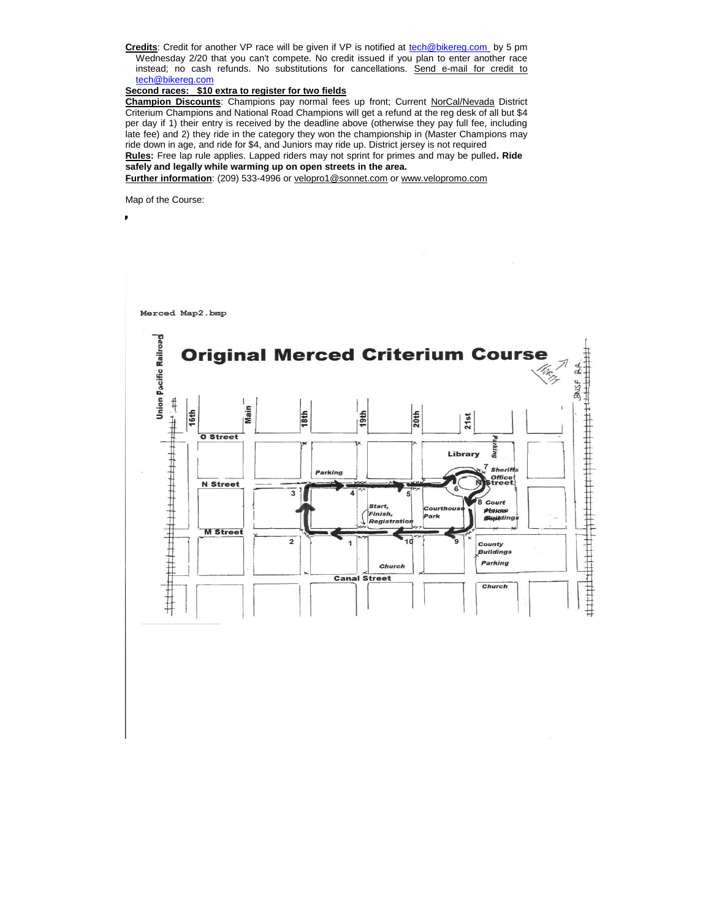**Credits**: Credit for another VP race will be given if VP is notified at tech@bikereg.com by 5 pm Wednesday 2/20 that you can't compete. No credit issued if you plan to enter another race instead; no cash refunds. No substitutions for cancellations. Send e-mail for credit to tech@bikereg.com

**Second races: $10 extra to register for two fields**

**Champion Discounts**: Champions pay normal fees up front; Current NorCal/Nevada District Criterium Champions and National Road Champions will get a refund at the reg desk of all but $4 per day if 1) their entry is received by the deadline above (otherwise they pay full fee, including late fee) and 2) they ride in the category they won the championship in (Master Champions may ride down in age, and ride for $4, and Juniors may ride up. District jersey is not required

**Rules:** Free lap rule applies. Lapped riders may not sprint for primes and may be pulled**. Ride safely and legally while warming up on open streets in the area.**

**Further information**: (209) 533-4996 or velopro1@sonnet.com or www.velopromo.com

Map of the Course:

Merced Map2.bmp

Original Merced Criterium Course

North

Union Pacific Railroad

BNSF R.R.

16th

Main

18th

19th

20th

21st

O Street

N Street

M Street

Canal Street

Parking

Library

Sheriffs Office

N Street

Court House Buildings

Courthouse Park

Start, Finish, Registration

County Buildings

Parking

Church

Church

1 2 3 4 5 6 7 8 9 10